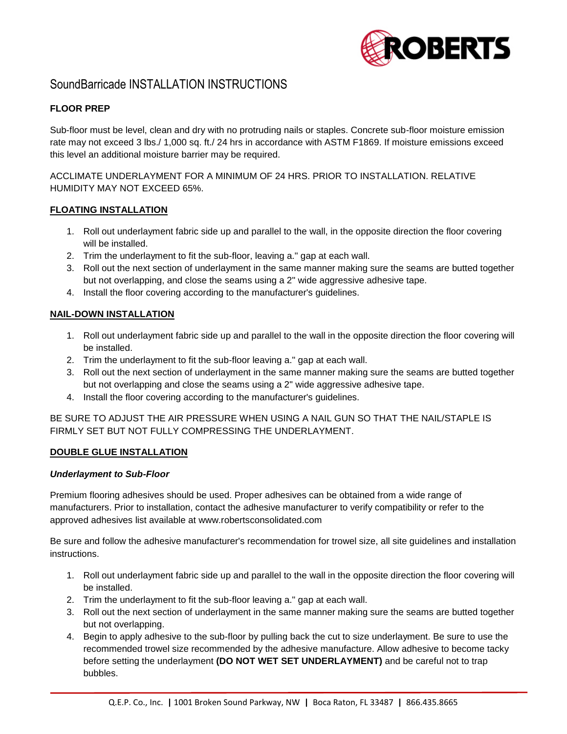ROBERTS

# SoundBarricade INSTALLATION INSTRUCTIONS

**FLOOR PREP**

Sub-floor must be level, clean and dry with no protruding nails or staples. Concrete sub-floor moisture emission rate may not exceed 3 lbs./ 1,000 sq. ft./ 24 hrs in accordance with ASTM F1869. If moisture emissions exceed this level an additional moisture barrier may be required.

ACCLIMATE UNDERLAYMENT FOR A MINIMUM OF 24 HRS. PRIOR TO INSTALLATION. RELATIVE HUMIDITY MAY NOT EXCEED 65%.

**FLOATING INSTALLATION**

1. Roll out underlayment fabric side up and parallel to the wall, in the opposite direction the floor covering will be installed.
2. Trim the underlayment to fit the sub-floor, leaving a." gap at each wall.
3. Roll out the next section of underlayment in the same manner making sure the seams are butted together but not overlapping, and close the seams using a 2" wide aggressive adhesive tape.
4. Install the floor covering according to the manufacturer's guidelines.

**NAIL-DOWN INSTALLATION**

1. Roll out underlayment fabric side up and parallel to the wall in the opposite direction the floor covering will be installed.
2. Trim the underlayment to fit the sub-floor leaving a." gap at each wall.
3. Roll out the next section of underlayment in the same manner making sure the seams are butted together but not overlapping and close the seams using a 2" wide aggressive adhesive tape.
4. Install the floor covering according to the manufacturer's guidelines.

BE SURE TO ADJUST THE AIR PRESSURE WHEN USING A NAIL GUN SO THAT THE NAIL/STAPLE IS FIRMLY SET BUT NOT FULLY COMPRESSING THE UNDERLAYMENT.

**DOUBLE GLUE INSTALLATION**

***Underlayment to Sub-Floor***

Premium flooring adhesives should be used. Proper adhesives can be obtained from a wide range of manufacturers. Prior to installation, contact the adhesive manufacturer to verify compatibility or refer to the approved adhesives list available at www.robertsconsolidated.com

Be sure and follow the adhesive manufacturer's recommendation for trowel size, all site guidelines and installation instructions.

1. Roll out underlayment fabric side up and parallel to the wall in the opposite direction the floor covering will be installed.
2. Trim the underlayment to fit the sub-floor leaving a." gap at each wall.
3. Roll out the next section of underlayment in the same manner making sure the seams are butted together but not overlapping.
4. Begin to apply adhesive to the sub-floor by pulling back the cut to size underlayment. Be sure to use the recommended trowel size recommended by the adhesive manufacture. Allow adhesive to become tacky before setting the underlayment **(DO NOT WET SET UNDERLAYMENT)** and be careful not to trap bubbles.

Q.E.P. Co., Inc. | 1001 Broken Sound Parkway, NW | Boca Raton, FL 33487 | 866.435.8665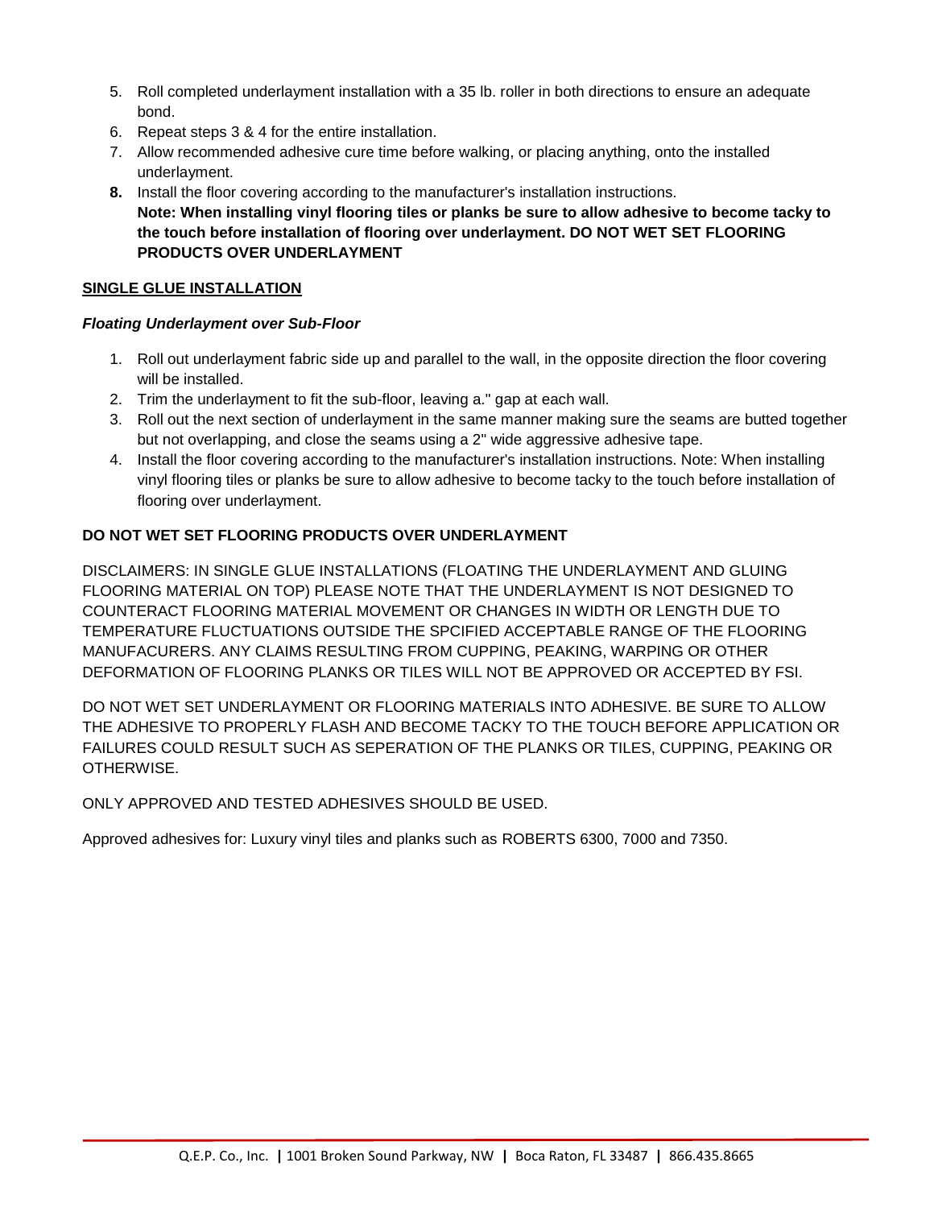5. Roll completed underlayment installation with a 35 lb. roller in both directions to ensure an adequate bond.
6. Repeat steps 3 & 4 for the entire installation.
7. Allow recommended adhesive cure time before walking, or placing anything, onto the installed underlayment.
8. Install the floor covering according to the manufacturer's installation instructions. **Note: When installing vinyl flooring tiles or planks be sure to allow adhesive to become tacky to the touch before installation of flooring over underlayment. DO NOT WET SET FLOORING PRODUCTS OVER UNDERLAYMENT**

**SINGLE GLUE INSTALLATION**

***Floating Underlayment over Sub-Floor***

1. Roll out underlayment fabric side up and parallel to the wall, in the opposite direction the floor covering will be installed.
2. Trim the underlayment to fit the sub-floor, leaving a." gap at each wall.
3. Roll out the next section of underlayment in the same manner making sure the seams are butted together but not overlapping, and close the seams using a 2" wide aggressive adhesive tape.
4. Install the floor covering according to the manufacturer's installation instructions. Note: When installing vinyl flooring tiles or planks be sure to allow adhesive to become tacky to the touch before installation of flooring over underlayment.

**DO NOT WET SET FLOORING PRODUCTS OVER UNDERLAYMENT**

DISCLAIMERS: IN SINGLE GLUE INSTALLATIONS (FLOATING THE UNDERLAYMENT AND GLUING FLOORING MATERIAL ON TOP) PLEASE NOTE THAT THE UNDERLAYMENT IS NOT DESIGNED TO COUNTERACT FLOORING MATERIAL MOVEMENT OR CHANGES IN WIDTH OR LENGTH DUE TO TEMPERATURE FLUCTUATIONS OUTSIDE THE SPCIFIED ACCEPTABLE RANGE OF THE FLOORING MANUFACURERS. ANY CLAIMS RESULTING FROM CUPPING, PEAKING, WARPING OR OTHER DEFORMATION OF FLOORING PLANKS OR TILES WILL NOT BE APPROVED OR ACCEPTED BY FSI.

DO NOT WET SET UNDERLAYMENT OR FLOORING MATERIALS INTO ADHESIVE. BE SURE TO ALLOW THE ADHESIVE TO PROPERLY FLASH AND BECOME TACKY TO THE TOUCH BEFORE APPLICATION OR FAILURES COULD RESULT SUCH AS SEPERATION OF THE PLANKS OR TILES, CUPPING, PEAKING OR OTHERWISE.

ONLY APPROVED AND TESTED ADHESIVES SHOULD BE USED.

Approved adhesives for: Luxury vinyl tiles and planks such as ROBERTS 6300, 7000 and 7350.